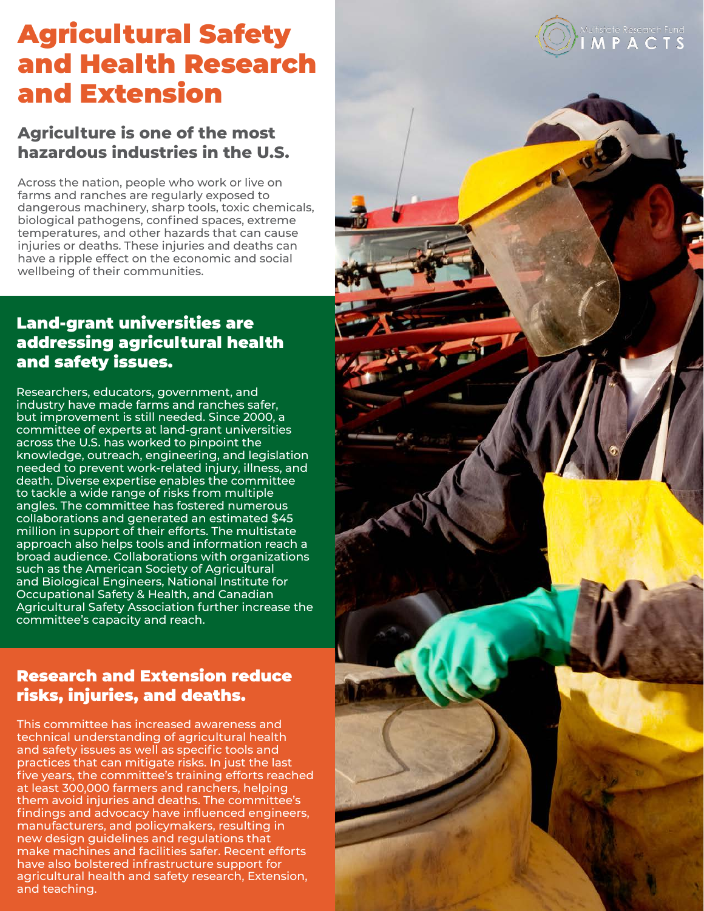# Agricultural Safety and Health Research and Extension

## Agriculture is one of the most hazardous industries in the U.S.

Across the nation, people who work or live on farms and ranches are regularly exposed to dangerous machinery, sharp tools, toxic chemicals, biological pathogens, confined spaces, extreme temperatures, and other hazards that can cause injuries or deaths. These injuries and deaths can have a ripple effect on the economic and social wellbeing of their communities.

## Land-grant universities are addressing agricultural health and safety issues.

Researchers, educators, government, and industry have made farms and ranches safer, but improvement is still needed. Since 2000, a committee of experts at land-grant universities across the U.S. has worked to pinpoint the knowledge, outreach, engineering, and legislation needed to prevent work-related injury, illness, and death. Diverse expertise enables the committee to tackle a wide range of risks from multiple angles. The committee has fostered numerous collaborations and generated an estimated $45 million in support of their efforts. The multistate approach also helps tools and information reach a broad audience. Collaborations with organizations such as the American Society of Agricultural and Biological Engineers, National Institute for Occupational Safety & Health, and Canadian Agricultural Safety Association further increase the committee's capacity and reach.

## Research and Extension reduce risks, injuries, and deaths.

This committee has increased awareness and technical understanding of agricultural health and safety issues as well as specific tools and practices that can mitigate risks. In just the last five years, the committee's training efforts reached at least 300,000 farmers and ranchers, helping them avoid injuries and deaths. The committee's findings and advocacy have influenced engineers, manufacturers, and policymakers, resulting in new design guidelines and regulations that make machines and facilities safer. Recent efforts have also bolstered infrastructure support for agricultural health and safety research, Extension, and teaching.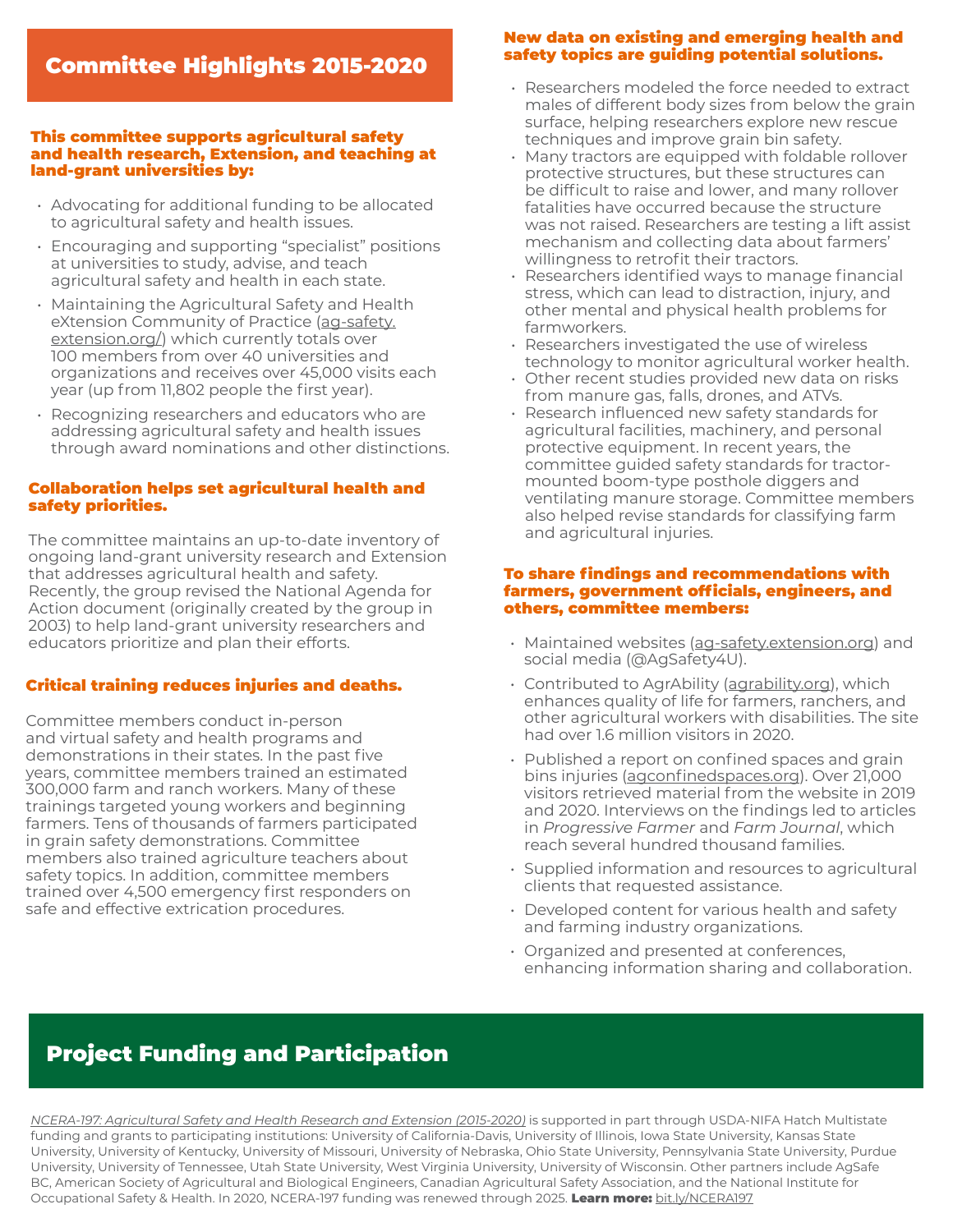# Committee Highlights 2015-2020

### This committee supports agricultural safety and health research, Extension, and teaching at land-grant universities by:

- Advocating for additional funding to be allocated to agricultural safety and health issues.
- Encouraging and supporting "specialist" positions at universities to study, advise, and teach agricultural safety and health in each state.
- Maintaining the Agricultural Safety and Health eXtension Community of Practice (ag-safety.extension.org/) which currently totals over 100 members from over 40 universities and organizations and receives over 45,000 visits each year (up from 11,802 people the first year).
- Recognizing researchers and educators who are addressing agricultural safety and health issues through award nominations and other distinctions.

### Collaboration helps set agricultural health and safety priorities.

The committee maintains an up-to-date inventory of ongoing land-grant university research and Extension that addresses agricultural health and safety. Recently, the group revised the National Agenda for Action document (originally created by the group in 2003) to help land-grant university researchers and educators prioritize and plan their efforts.

### Critical training reduces injuries and deaths.

Committee members conduct in-person and virtual safety and health programs and demonstrations in their states. In the past five years, committee members trained an estimated 300,000 farm and ranch workers. Many of these trainings targeted young workers and beginning farmers. Tens of thousands of farmers participated in grain safety demonstrations. Committee members also trained agriculture teachers about safety topics. In addition, committee members trained over 4,500 emergency first responders on safe and effective extrication procedures.

### New data on existing and emerging health and safety topics are guiding potential solutions.

- Researchers modeled the force needed to extract males of different body sizes from below the grain surface, helping researchers explore new rescue techniques and improve grain bin safety.
- Many tractors are equipped with foldable rollover protective structures, but these structures can be difficult to raise and lower, and many rollover fatalities have occurred because the structure was not raised. Researchers are testing a lift assist mechanism and collecting data about farmers' willingness to retrofit their tractors.
- Researchers identified ways to manage financial stress, which can lead to distraction, injury, and other mental and physical health problems for farmworkers.
- Researchers investigated the use of wireless technology to monitor agricultural worker health.
- Other recent studies provided new data on risks from manure gas, falls, drones, and ATVs.
- Research influenced new safety standards for agricultural facilities, machinery, and personal protective equipment. In recent years, the committee guided safety standards for tractor-mounted boom-type posthole diggers and ventilating manure storage. Committee members also helped revise standards for classifying farm and agricultural injuries.

### To share findings and recommendations with farmers, government officials, engineers, and others, committee members:

- Maintained websites (ag-safety.extension.org) and social media (@AgSafety4U).
- Contributed to AgrAbility (agrability.org), which enhances quality of life for farmers, ranchers, and other agricultural workers with disabilities. The site had over 1.6 million visitors in 2020.
- Published a report on confined spaces and grain bins injuries (agconfinedspaces.org). Over 21,000 visitors retrieved material from the website in 2019 and 2020. Interviews on the findings led to articles in *Progressive Farmer* and *Farm Journal*, which reach several hundred thousand families.
- Supplied information and resources to agricultural clients that requested assistance.
- Developed content for various health and safety and farming industry organizations.
- Organized and presented at conferences, enhancing information sharing and collaboration.

## Project Funding and Participation

*NCERA-197: Agricultural Safety and Health Research and Extension (2015-2020)* is supported in part through USDA-NIFA Hatch Multistate funding and grants to participating institutions: University of California-Davis, University of Illinois, Iowa State University, Kansas State University, University of Kentucky, University of Missouri, University of Nebraska, Ohio State University, Pennsylvania State University, Purdue University, University of Tennessee, Utah State University, West Virginia University, University of Wisconsin. Other partners include AgSafe BC, American Society of Agricultural and Biological Engineers, Canadian Agricultural Safety Association, and the National Institute for Occupational Safety & Health. In 2020, NCERA-197 funding was renewed through 2025. **Learn more:** bit.ly/NCERA197